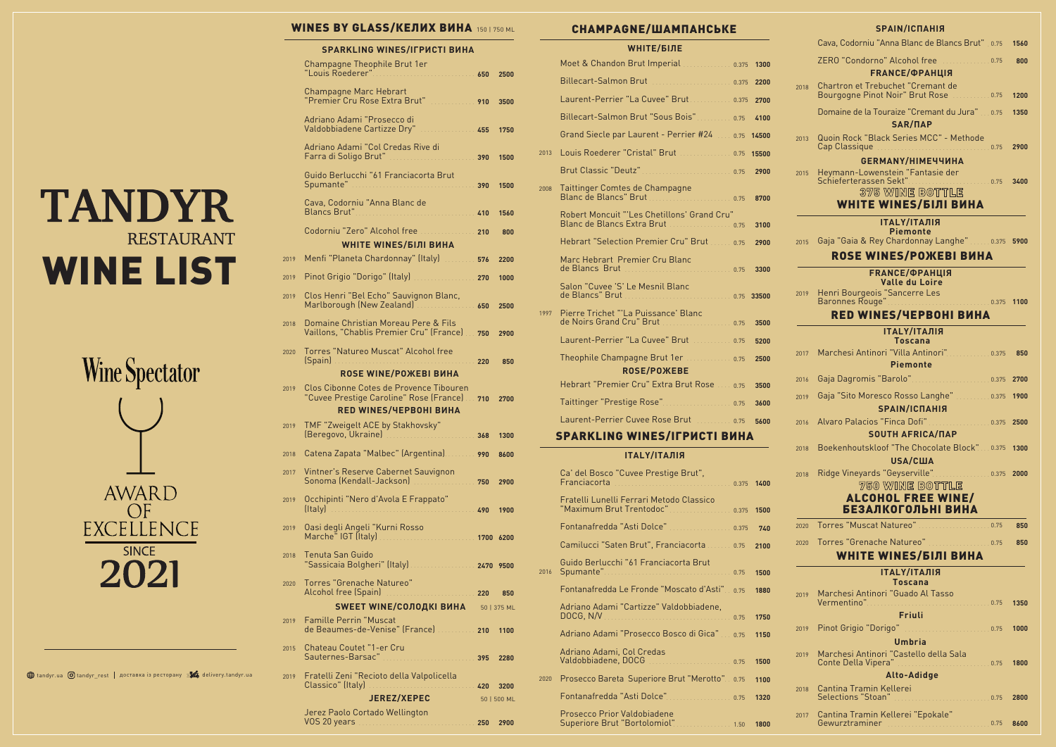# TANDYR
RESTAURANT
# WINE LIST

Wine Spectator

AWARD OF EXCELLENCE
SINCE
2021

tandyr.ua | tandyr_rest | доставка із ресторану delivery.tandyr.ua

## WINES BY GLASS/КЕЛИХ ВИНА 150 | 750 ML

### SPARKLING WINES/ІГРИСТІ ВИНА

| Year | Wine | 150 ml | 750 ml |
|---|---|---|---|
| | Champagne Theophile Brut 1er "Louis Roederer" | 650 | 2500 |
| | Champagne Marc Hebrart "Premier Cru Rose Extra Brut" | 910 | 3500 |
| | Adriano Adami "Prosecco di Valdobbiadene Cartizze Dry" | 455 | 1750 |
| | Adriano Adami "Col Credas Rive di Farra di Soligo Brut" | 390 | 1500 |
| | Guido Berlucchi "61 Franciacorta Brut Spumante" | 390 | 1500 |
| | Cava, Codorniu "Anna Blanc de Blancs Brut" | 410 | 1560 |
| | Codorniu "Zero" Alcohol free | 210 | 800 |

### WHITE WINES/БІЛІ ВИНА

| Year | Wine | 150 ml | 750 ml |
|---|---|---|---|
| 2019 | Menfi "Planeta Chardonnay" (Italy) | 576 | 2200 |
| 2019 | Pinot Grigio "Dorigo" (Italy) | 270 | 1000 |
| 2019 | Clos Henri "Bel Echo" Sauvignon Blanc, Marlborough (New Zealand) | 650 | 2500 |
| 2018 | Domaine Christian Moreau Pere & Fils Vaillons, "Chablis Premier Cru" (France) | 750 | 2900 |
| 2020 | Torres "Natureo Muscat" Alcohol free (Spain) | 220 | 850 |

### ROSE WINE/РОЖЕВІ ВИНА

| Year | Wine | 150 ml | 750 ml |
|---|---|---|---|
| 2019 | Clos Cibonne Cotes de Provence Tibouren "Cuvee Prestige Caroline" Rose (France) | 710 | 2700 |

### RED WINES/ЧЕРВОНІ ВИНА

| Year | Wine | 150 ml | 750 ml |
|---|---|---|---|
| 2019 | TMF "Zweigelt ACE by Stakhovsky" (Beregovo, Ukraine) | 368 | 1300 |
| 2018 | Catena Zapata "Malbec" (Argentina) | 990 | 8600 |
| 2017 | Vintner's Reserve Cabernet Sauvignon Sonoma (Kendall-Jackson) | 750 | 2900 |
| 2019 | Occhipinti "Nero d'Avola E Frappato" (Italy) | 490 | 1900 |
| 2019 | Oasi degli Angeli "Kurni Rosso Marche" IGT (Italy) | 1700 | 6200 |
| 2018 | Tenuta San Guido "Sassicaia Bolgheri" (Italy) | 2470 | 9500 |
| 2020 | Torres "Grenache Natureo" Alcohol free (Spain) | 220 | 850 |

### SWEET WINE/СОЛОДКІ ВИНА 50 | 375 ML

| Year | Wine | 50 ml | 375 ml |
|---|---|---|---|
| 2019 | Famille Perrin "Muscat de Beaumes-de-Venise" (France) | 210 | 1100 |
| 2015 | Chateau Coutet "1-er Cru Sauternes-Barsac" | 395 | 2280 |
| 2019 | Fratelli Zeni "Recioto della Valpolicella Classico" (Italy) | 420 | 3200 |

### JEREZ/ХЕРЕС 50 | 500 ML

| Year | Wine | 50 ml | 500 ml |
|---|---|---|---|
| | Jerez Paolo Cortado Wellington VOS 20 years | 250 | 2900 |

## CHAMPAGNE/ШАМПАНСЬКЕ

### WHITE/БІЛЕ

| Year | Wine | Volume | Price |
|---|---|---|---|
| | Moet & Chandon Brut Imperial | 0.375 | 1300 |
| | Billecart-Salmon Brut | 0.375 | 2200 |
| | Laurent-Perrier "La Cuvee" Brut | 0.375 | 2700 |
| | Billecart-Salmon Brut "Sous Bois" | 0.75 | 4100 |
| | Grand Siecle par Laurent - Perrier #24 | 0.75 | 14500 |
| 2013 | Louis Roederer "Cristal" Brut | 0.75 | 15500 |
| | Brut Classic "Deutz" | 0.75 | 2900 |
| 2008 | Taittinger Comtes de Champagne Blanc de Blancs" Brut | 0.75 | 8700 |
| | Robert Moncuit "'Les Chetillons' Grand Cru" Blanc de Blancs Extra Brut | 0.75 | 3100 |
| | Hebrart "Selection Premier Cru" Brut | 0.75 | 2900 |
| | Marc Hebrart Premier Cru Blanc de Blancs Brut | 0.75 | 3300 |
| | Salon "Cuvee 'S' Le Mesnil Blanc de Blancs" Brut | 0.75 | 33500 |
| 1997 | Pierre Trichet "'La Puissance' Blanc de Noirs Grand Cru" Brut | 0.75 | 3500 |
| | Laurent-Perrier "La Cuvee" Brut | 0.75 | 5200 |
| | Theophile Champagne Brut 1er | 0.75 | 2500 |

### ROSE/РОЖЕВЕ

| Year | Wine | Volume | Price |
|---|---|---|---|
| | Hebrart "Premier Cru" Extra Brut Rose | 0.75 | 3500 |
| | Taittinger "Prestige Rose" | 0.75 | 3600 |
| | Laurent-Perrier Cuvee Rose Brut | 0.75 | 5600 |

## SPARKLING WINES/ІГРИСТІ ВИНА

### ITALY/ІТАЛІЯ

| Year | Wine | Volume | Price |
|---|---|---|---|
| | Ca' del Bosco "Cuvee Prestige Brut", Franciacorta | 0.375 | 1400 |
| | Fratelli Lunelli Ferrari Metodo Classico "Maximum Brut Trentodoc" | 0.375 | 1500 |
| | Fontanafredda "Asti Dolce" | 0.375 | 740 |
| | Camilucci "Saten Brut", Franciacorta | 0.75 | 2100 |
| 2016 | Guido Berlucchi "61 Franciacorta Brut Spumante" | 0.75 | 1500 |
| | Fontanafredda Le Fronde "Moscato d'Asti" | 0.75 | 1880 |
| | Adriano Adami "Cartizze" Valdobbiadene, DOCG, N/V | 0.75 | 1750 |
| | Adriano Adami "Prosecco Bosco di Gica" | 0.75 | 1150 |
| | Adriano Adami, Col Credas Valdobbiadene, DOCG | 0.75 | 1500 |
| 2020 | Prosecco Bareta Superiore Brut "Merotto" | 0.75 | 1100 |
| | Fontanafredda "Asti Dolce" | 0.75 | 1320 |
| | Prosecco Prior Valdobiadene Superiore Brut "Bortolomiol" | 1.50 | 1800 |

### SPAIN/ІСПАНІЯ

| Year | Wine | Volume | Price |
|---|---|---|---|
| | Cava, Codorniu "Anna Blanc de Blancs Brut" | 0.75 | 1560 |
| | ZERO "Codorno" Alcohol free | 0.75 | 800 |

### FRANCE/ФРАНЦІЯ

| Year | Wine | Volume | Price |
|---|---|---|---|
| 2018 | Chartron et Trebuchet "Cremant de Bourgogne Pinot Noir" Brut Rose | 0.75 | 1200 |
| | Domaine de la Touraize "Cremant du Jura" | 0.75 | 1350 |

### SAR/ПАР

| Year | Wine | Volume | Price |
|---|---|---|---|
| 2013 | Quoin Rock "Black Series MCC" - Methode Cap Classique | 0.75 | 2900 |

### GERMANY/НІМЕЧЧИНА

| Year | Wine | Volume | Price |
|---|---|---|---|
| 2015 | Heymann-Lowenstein "Fantasie der Schieferterassen Sekt" | 0.75 | 3400 |

## 375 WINE BOTTLE

### WHITE WINES/БІЛІ ВИНА

#### ITALY/ІТАЛІЯ
**Piemonte**

| Year | Wine | Volume | Price |
|---|---|---|---|
| 2015 | Gaja "Gaia & Rey Chardonnay Langhe" | 0.375 | 5900 |

### ROSE WINES/РОЖЕВІ ВИНА

#### FRANCE/ФРАНЦІЯ
**Valle du Loire**

| Year | Wine | Volume | Price |
|---|---|---|---|
| 2019 | Henri Bourgeois "Sancerre Les Baronnes Rouge" | 0.375 | 1100 |

### RED WINES/ЧЕРВОНІ ВИНА

#### ITALY/ІТАЛІЯ
**Toscana**

| Year | Wine | Volume | Price |
|---|---|---|---|
| 2017 | Marchesi Antinori "Villa Antinori" | 0.375 | 850 |

**Piemonte**

| Year | Wine | Volume | Price |
|---|---|---|---|
| 2016 | Gaja Dagromis "Barolo" | 0.375 | 2700 |
| 2019 | Gaja "Sito Moresco Rosso Langhe" | 0.375 | 1900 |

#### SPAIN/ІСПАНІЯ

| Year | Wine | Volume | Price |
|---|---|---|---|
| 2016 | Alvaro Palacios "Finca Dofi" | 0.375 | 2500 |

#### SOUTH AFRICA/ПАР

| Year | Wine | Volume | Price |
|---|---|---|---|
| 2018 | Boekenhoutskloof "The Chocolate Block" | 0.375 | 1300 |

#### USA/США

| Year | Wine | Volume | Price |
|---|---|---|---|
| 2018 | Ridge Vineyards "Geyserville" | 0.375 | 2000 |

## 750 WINE BOTTLE

### ALCOHOL FREE WINE/ БЕЗАЛКОГОЛЬНІ ВИНА

| Year | Wine | Volume | Price |
|---|---|---|---|
| 2020 | Torres "Muscat Natureo" | 0.75 | 850 |
| 2020 | Torres "Grenache Natureo" | 0.75 | 850 |

### WHITE WINES/БІЛІ ВИНА

#### ITALY/ІТАЛІЯ
**Toscana**

| Year | Wine | Volume | Price |
|---|---|---|---|
| 2019 | Marchesi Antinori "Guado Al Tasso Vermentino" | 0.75 | 1350 |

**Friuli**

| Year | Wine | Volume | Price |
|---|---|---|---|
| 2019 | Pinot Grigio "Dorigo" | 0.75 | 1000 |

**Umbria**

| Year | Wine | Volume | Price |
|---|---|---|---|
| 2019 | Marchesi Antinori "Castello della Sala Conte Della Vipera" | 0.75 | 1800 |

**Alto-Adidge**

| Year | Wine | Volume | Price |
|---|---|---|---|
| 2018 | Cantina Tramin Kellerei Selections "Stoan" | 0.75 | 2800 |
| 2017 | Cantina Tramin Kellerei "Epokale" Gewurztraminer | 0.75 | 8600 |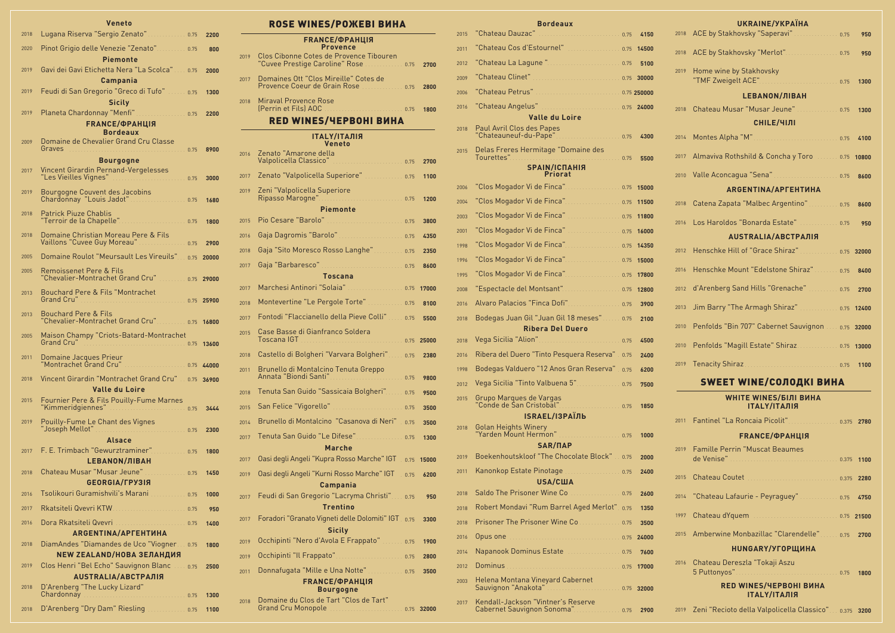## Veneto

| | | | |
|---|---|---|---|
| 2018 | Lugana Riserva "Sergio Zenato" | 0.75 | 2200 |
| 2020 | Pinot Grigio delle Venezie "Zenato" | 0.75 | 800 |

### Piemonte

| | | | |
|---|---|---|---|
| 2019 | Gavi dei Gavi Etichetta Nera "La Scolca" | 0.75 | 2000 |

### Campania

| | | | |
|---|---|---|---|
| 2019 | Feudi di San Gregorio "Greco di Tufo" | 0.75 | 1300 |

### Sicily

| | | | |
|---|---|---|---|
| 2019 | Planeta Chardonnay "Menfi" | 0.75 | 2200 |

## FRANCE/ФРАНЦІЯ

### Bordeaux

| | | | |
|---|---|---|---|
| 2009 | Domaine de Chevalier Grand Cru Classe Graves | 0.75 | 8900 |

### Bourgogne

| | | | |
|---|---|---|---|
| 2017 | Vincent Girardin Pernand-Vergelesses "Les Vieilles Vignes" | 0.75 | 3000 |
| 2019 | Bourgogne Couvent des Jacobins Chardonnay "Louis Jadot" | 0.75 | 1680 |
| 2018 | Patrick Piuze Chablis "Terroir de la Chapelle" | 0.75 | 1800 |
| 2018 | Domaine Christian Moreau Pere & Fils Vaillons "Cuvee Guy Moreau" | 0.75 | 2900 |
| 2005 | Domaine Roulot "Meursault Les Vireuils" | 0.75 | 20000 |
| 2005 | Remoissenet Pere & Fils "Chevalier-Montrachet Grand Cru" | 0.75 | 29000 |
| 2013 | Bouchard Pere & Fils "Montrachet Grand Cru" | 0.75 | 25900 |
| 2013 | Bouchard Pere & Fils "Chevalier-Montrachet Grand Cru" | 0.75 | 16800 |
| 2005 | Maison Champy "Criots-Batard-Montrachet Grand Cru" | 0.75 | 13600 |
| 2011 | Domaine Jacques Prieur "Montrachet Grand Cru" | 0.75 | 44000 |
| 2018 | Vincent Girardin "Montrachet Grand Cru" | 0.75 | 36900 |

### Valle du Loire

| | | | |
|---|---|---|---|
| 2015 | Fournier Pere & Fils Pouilly-Fume Marnes "Kimmeridgiennes" | 0.75 | 3444 |
| 2019 | Pouilly-Fume Le Chant des Vignes "Joseph Mellot" | 0.75 | 2300 |

### Alsace

| | | | |
|---|---|---|---|
| 2017 | F. E. Trimbach "Gewurztraminer" | 0.75 | 1800 |

## LEBANON/ЛІВАН

| | | | |
|---|---|---|---|
| 2018 | Chateau Musar "Musar Jeune" | 0.75 | 1450 |

## GEORGIA/ГРУЗІЯ

| | | | |
|---|---|---|---|
| 2016 | Tsolikouri Guramishvili's Marani | 0.75 | 1000 |
| 2017 | Rkatsiteli Qvevri KTW | 0.75 | 950 |
| 2016 | Dora Rkatsiteli Qvevri | 0.75 | 1400 |

## ARGENTINA/АРГЕНТИНА

| | | | |
|---|---|---|---|
| 2018 | DiamAndes "Diamandes de Uco "Viogner | 0.75 | 1800 |

## NEW ZEALAND/НОВА ЗЕЛАНДИЯ

| | | | |
|---|---|---|---|
| 2019 | Clos Henri "Bel Echo" Sauvignon Blanc | 0.75 | 2500 |

## AUSTRALIA/АВСТРАЛІЯ

| | | | |
|---|---|---|---|
| 2018 | D'Arenberg "The Lucky Lizard" Chardonnay | 0.75 | 1300 |
| 2018 | D'Arenberg "Dry Dam" Riesling | 0.75 | 1100 |

# ROSE WINES/РОЖЕВІ ВИНА

## FRANCE/ФРАНЦІЯ

### Provence

| | | | |
|---|---|---|---|
| 2019 | Clos Cibonne Cotes de Provence Tibouren "Cuvee Prestige Caroline" Rose | 0.75 | 2700 |
| 2017 | Domaines Ott "Clos Mireille" Cotes de Provence Coeur de Grain Rose | 0.75 | 2800 |
| 2018 | Miraval Provence Rose (Perrin et Fils) AOC | 0.75 | 1800 |

# RED WINES/ЧЕРВОНІ ВИНА

## ITALY/ІТАЛІЯ

### Veneto

| | | | |
|---|---|---|---|
| 2016 | Zenato "Amarone della Valpolicella Classico" | 0.75 | 2700 |
| 2017 | Zenato "Valpolicella Superiore" | 0.75 | 1100 |
| 2019 | Zeni "Valpolicella Superiore Ripasso Marogne" | 0.75 | 1200 |

### Piemonte

| | | | |
|---|---|---|---|
| 2015 | Pio Cesare "Barolo" | 0.75 | 3800 |
| 2016 | Gaja Dagromis "Barolo" | 0.75 | 4350 |
| 2018 | Gaja "Sito Moresco Rosso Langhe" | 0.75 | 2350 |
| 2017 | Gaja "Barbaresco" | 0.75 | 8600 |

### Toscana

| | | | |
|---|---|---|---|
| 2017 | Marchesi Antinori "Solaia" | 0.75 | 17000 |
| 2018 | Montevertine "Le Pergole Torte" | 0.75 | 8100 |
| 2017 | Fontodi "Flaccianello della Pieve Colli" | 0.75 | 5500 |
| 2015 | Case Basse di Gianfranco Soldera Toscana IGT | 0.75 | 25000 |
| 2018 | Castello di Bolgheri "Varvara Bolgheri" | 0.75 | 2380 |
| 2011 | Brunello di Montalcino Tenuta Greppo Annata "Biondi Santi" | 0.75 | 9800 |
| 2018 | Tenuta San Guido "Sassicaia Bolgheri" | 0.75 | 9500 |
| 2015 | San Felice "Vigorello" | 0.75 | 3500 |
| 2014 | Brunello di Montalcino "Casanova di Neri" | 0.75 | 3500 |
| 2017 | Tenuta San Guido "Le Difese" | 0.75 | 1300 |

### Marche

| | | | |
|---|---|---|---|
| 2017 | Oasi degli Angeli "Kupra Rosso Marche" IGT | 0.75 | 15000 |
| 2019 | Oasi degli Angeli "Kurni Rosso Marche" IGT | 0.75 | 6200 |

### Campania

| | | | |
|---|---|---|---|
| 2017 | Feudi di San Gregorio "Lacryma Christi" | 0.75 | 950 |

### Trentino

| | | | |
|---|---|---|---|
| 2017 | Foradori "Granato Vigneti delle Dolomiti" IGT | 0.75 | 3300 |

### Sicily

| | | | |
|---|---|---|---|
| 2019 | Occhipinti "Nero d'Avola E Frappato" | 0.75 | 1900 |
| 2019 | Occhipinti "Il Frappato" | 0.75 | 2800 |
| 2011 | Donnafugata "Mille e Una Notte" | 0.75 | 3500 |

## FRANCE/ФРАНЦІЯ

### Bourgogne

| | | | |
|---|---|---|---|
| 2018 | Domaine du Clos de Tart "Clos de Tart" Grand Cru Monopole | 0.75 | 32000 |

### Bordeaux

| | | | |
|---|---|---|---|
| 2015 | "Chateau Dauzac" | 0.75 | 4150 |
| 2011 | "Chateau Cos d'Estournel" | 0.75 | 14500 |
| 2012 | "Chateau La Lagune " | 0.75 | 5100 |
| 2009 | "Chateau Clinet" | 0.75 | 30000 |
| 2006 | "Chateau Petrus" | 0.75 | 250000 |
| 2016 | "Chateau Angelus" | 0.75 | 24000 |

### Valle du Loire

| | | | |
|---|---|---|---|
| 2018 | Paul Avril Clos des Papes "Chateauneuf-du-Pape" | 0.75 | 4300 |
| 2015 | Delas Freres Hermitage "Domaine des Tourettes" | 0.75 | 5500 |

## SPAIN/ІСПАНІЯ

### Priorat

| | | | |
|---|---|---|---|
| 2006 | "Clos Mogador Vi de Finca" | 0.75 | 15000 |
| 2004 | "Clos Mogador Vi de Finca" | 0.75 | 11500 |
| 2003 | "Clos Mogador Vi de Finca" | 0.75 | 11800 |
| 2001 | "Clos Mogador Vi de Finca" | 0.75 | 16000 |
| 1998 | "Clos Mogador Vi de Finca" | 0.75 | 14350 |
| 1996 | "Clos Mogador Vi de Finca" | 0.75 | 15000 |
| 1995 | "Clos Mogador Vi de Finca" | 0.75 | 17800 |
| 2008 | "Espectacle del Montsant" | 0.75 | 12800 |
| 2016 | Alvaro Palacios "Finca Dofi" | 0.75 | 3900 |
| 2018 | Bodegas Juan Gil "Juan Gil 18 meses" | 0.75 | 2100 |

### Ribera Del Duero

| | | | |
|---|---|---|---|
| 2018 | Vega Sicilia "Alion" | 0.75 | 4500 |
| 2016 | Ribera del Duero "Tinto Pesquera Reserva" | 0.75 | 2400 |
| 1998 | Bodegas Valduero "12 Anos Gran Reserva" | 0.75 | 6200 |
| 2012 | Vega Sicilia "Tinto Valbuena 5" | 0.75 | 7500 |
| 2015 | Grupo Marques de Vargas "Conde de San Cristobal" | 0.75 | 1850 |

## ISRAEL/ІЗРАЇЛЬ

| | | | |
|---|---|---|---|
| 2018 | Golan Heights Winery "Yarden Mount Hermon" | 0.75 | 1000 |

## SAR/ПАР

| | | | |
|---|---|---|---|
| 2019 | Boekenhoutskloof "The Chocolate Block" | 0.75 | 2000 |
| 2011 | Kanonkop Estate Pinotage | 0.75 | 2400 |

## USA/США

| | | | |
|---|---|---|---|
| 2018 | Saldo The Prisoner Wine Co | 0.75 | 2600 |
| 2018 | Robert Mondavi "Rum Barrel Aged Merlot" | 0.75 | 1350 |
| 2018 | Prisoner The Prisoner Wine Co | 0.75 | 3500 |
| 2016 | Opus one | 0.75 | 24000 |
| 2014 | Napanook Dominus Estate | 0.75 | 7600 |
| 2012 | Dominus | 0.75 | 17000 |
| 2003 | Helena Montana Vineyard Cabernet Sauvignon "Anakota" | 0.75 | 32000 |
| 2017 | Kendall-Jackson "Vintner's Reserve Cabernet Sauvignon Sonoma" | 0.75 | 2900 |

## UKRAINE/УКРАЇНА

| | | | |
|---|---|---|---|
| 2018 | ACE by Stakhovsky "Saperavi" | 0.75 | 950 |
| 2018 | ACE by Stakhovsky "Merlot" | 0.75 | 950 |
| 2019 | Home wine by Stakhovsky "TMF Zweigelt ACE" | 0.75 | 1300 |

## LEBANON/ЛІВАН

| | | | |
|---|---|---|---|
| 2018 | Chateau Musar "Musar Jeune" | 0.75 | 1300 |

## CHILE/ЧІЛІ

| | | | |
|---|---|---|---|
| 2014 | Montes Alpha "M" | 0.75 | 4100 |
| 2017 | Almaviva Rothshild & Concha y Toro | 0.75 | 10800 |
| 2010 | Valle Aconcagua "Sena" | 0.75 | 8600 |

## ARGENTINA/АРГЕНТИНА

| | | | |
|---|---|---|---|
| 2018 | Catena Zapata "Malbec Argentino" | 0.75 | 8600 |
| 2016 | Los Haroldos "Bonarda Estate" | 0.75 | 950 |

## AUSTRALIA/АВСТРАЛІЯ

| | | | |
|---|---|---|---|
| 2012 | Henschke Hill of "Grace Shiraz" | 0.75 | 32000 |
| 2016 | Henschke Mount "Edelstone Shiraz" | 0.75 | 8400 |
| 2012 | d'Arenberg Sand Hills "Grenache" | 0.75 | 2700 |
| 2013 | Jim Barry "The Armagh Shiraz" | 0.75 | 12400 |
| 2010 | Penfolds "Bin 707" Cabernet Sauvignon | 0.75 | 32000 |
| 2010 | Penfolds "Magill Estate" Shiraz | 0.75 | 13000 |
| 2019 | Tenacity Shiraz | 0.75 | 1100 |

# SWEET WINE/СОЛОДКІ ВИНА

## WHITE WINES/БІЛІ ВИНА

### ITALY/ІТАЛІЯ

| | | | |
|---|---|---|---|
| 2011 | Fantinel "La Roncaia Picolit" | 0.375 | 2780 |

### FRANCE/ФРАНЦІЯ

| | | | |
|---|---|---|---|
| 2019 | Famille Perrin "Muscat Beaumes de Venise" | 0.375 | 1100 |
| 2015 | Chateau Coutet | 0.375 | 2280 |
| 2014 | "Chateau Lafaurie - Peyraguey" | 0.75 | 4750 |
| 1997 | Chateau dYquem | 0.75 | 21500 |
| 2015 | Amberwine Monbazillac "Clarendelle" | 0.75 | 2700 |

### HUNGARY/УГОРЩИНА

| | | | |
|---|---|---|---|
| 2016 | Chateau Dereszla "Tokaji Aszu 5 Puttonyos" | 0.75 | 1800 |

## RED WINES/ЧЕРВОНІ ВИНА

### ITALY/ІТАЛІЯ

| | | | |
|---|---|---|---|
| 2019 | Zeni "Recioto della Valpolicella Classico" | 0.375 | 3200 |